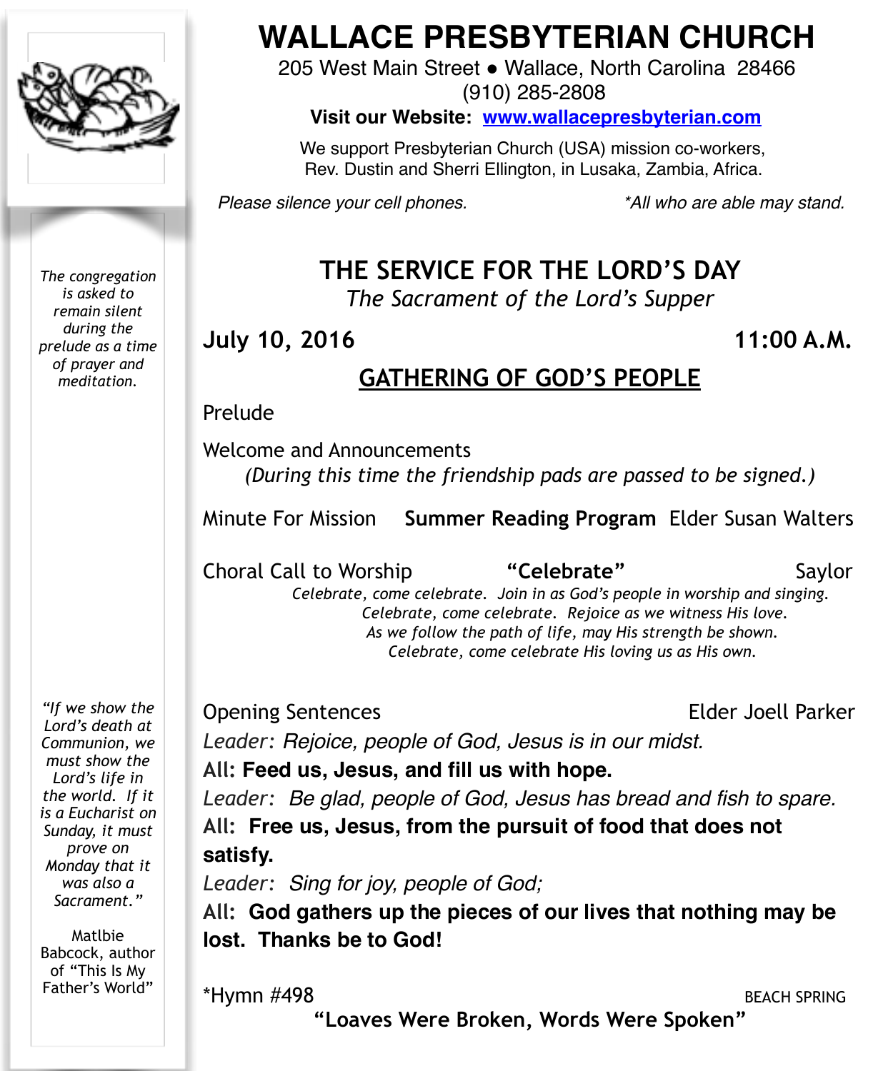# WALLACE PRESBYTERIAN CHURCH

205 West Main Street • Wallace, North Carolina 28466
(910) 285-2808

**Visit our Website: www.wallacepresbyterian.com**

We support Presbyterian Church (USA) mission co-workers, Rev. Dustin and Sherri Ellington, in Lusaka, Zambia, Africa.

*Please silence your cell phones.* *All who are able may stand.

*The congregation is asked to remain silent during the prelude as a time of prayer and meditation.*

## THE SERVICE FOR THE LORD'S DAY

*The Sacrament of the Lord's Supper*

**July 10, 2016** **11:00 A.M.**

## GATHERING OF GOD'S PEOPLE

Prelude

Welcome and Announcements
*(During this time the friendship pads are passed to be signed.)*

Minute For Mission **Summer Reading Program** Elder Susan Walters

Choral Call to Worship **"Celebrate"** Saylor

*Celebrate, come celebrate. Join in as God's people in worship and singing.*
*Celebrate, come celebrate. Rejoice as we witness His love.*
*As we follow the path of life, may His strength be shown.*
*Celebrate, come celebrate His loving us as His own.*

Opening Sentences Elder Joell Parker

*Leader: Rejoice, people of God, Jesus is in our midst.*
**All: Feed us, Jesus, and fill us with hope.**
*Leader: Be glad, people of God, Jesus has bread and fish to spare.*
**All: Free us, Jesus, from the pursuit of food that does not satisfy.**
*Leader: Sing for joy, people of God;*
**All: God gathers up the pieces of our lives that nothing may be lost. Thanks be to God!**

*Hymn #498 BEACH SPRING
**"Loaves Were Broken, Words Were Spoken"**

*"If we show the Lord's death at Communion, we must show the Lord's life in the world. If it is a Eucharist on Sunday, it must prove on Monday that it was also a Sacrament."*

Matlbie Babcock, author of "This Is My Father's World"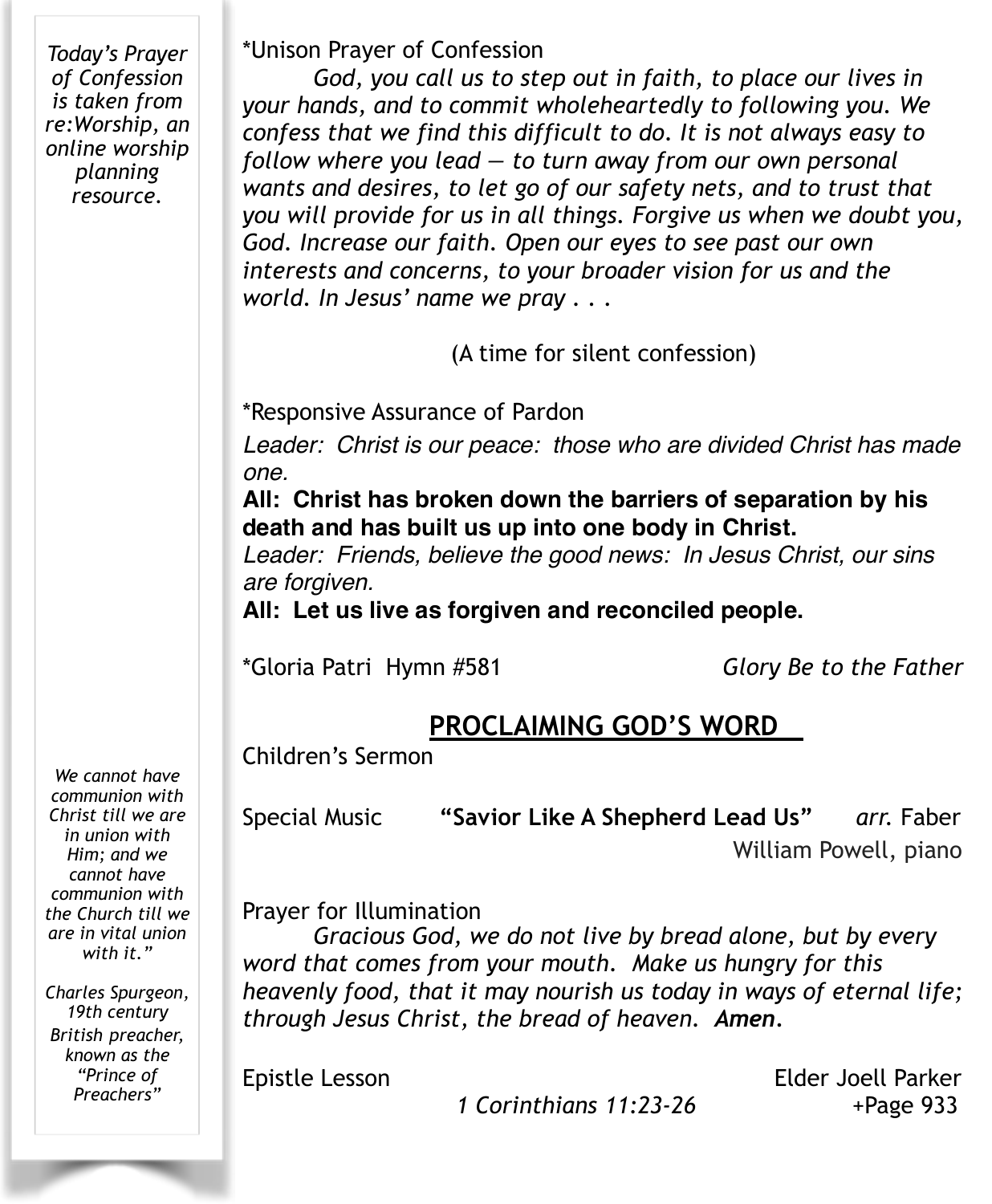*Today's Prayer of Confession is taken from re:Worship, an online worship planning resource.*

*Unison Prayer of Confession

*God, you call us to step out in faith, to place our lives in your hands, and to commit wholeheartedly to following you. We confess that we find this difficult to do. It is not always easy to follow where you lead — to turn away from our own personal wants and desires, to let go of our safety nets, and to trust that you will provide for us in all things. Forgive us when we doubt you, God. Increase our faith. Open our eyes to see past our own interests and concerns, to your broader vision for us and the world. In Jesus' name we pray . . .*

(A time for silent confession)

*Responsive Assurance of Pardon

*Leader: Christ is our peace: those who are divided Christ has made one.*

**All: Christ has broken down the barriers of separation by his death and has built us up into one body in Christ.**

*Leader: Friends, believe the good news: In Jesus Christ, our sins are forgiven.*

**All: Let us live as forgiven and reconciled people.**

*Gloria Patri Hymn #581 *Glory Be to the Father*

## PROCLAIMING GOD'S WORD

Children's Sermon

Special Music **"Savior Like A Shepherd Lead Us"** *arr.* Faber
William Powell, piano

Prayer for Illumination

*Gracious God, we do not live by bread alone, but by every word that comes from your mouth. Make us hungry for this heavenly food, that it may nourish us today in ways of eternal life; through Jesus Christ, the bread of heaven.* ***Amen.***

Epistle Lesson Elder Joell Parker
*1 Corinthians 11:23-26* +Page 933

*We cannot have communion with Christ till we are in union with Him; and we cannot have communion with the Church till we are in vital union with it."*

*Charles Spurgeon, 19th century British preacher, known as the "Prince of Preachers"*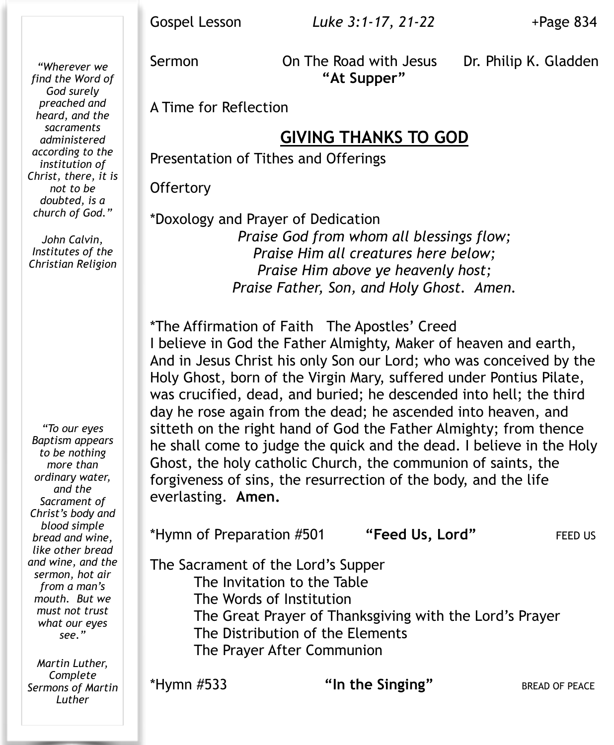*"Wherever we find the Word of God surely preached and heard, and the sacraments administered according to the institution of Christ, there, it is not to be doubted, is a church of God."*

*John Calvin, Institutes of the Christian Religion*

*"To our eyes Baptism appears to be nothing more than ordinary water, and the Sacrament of Christ's body and blood simple bread and wine, like other bread and wine, and the sermon, hot air from a man's mouth. But we must not trust what our eyes see."*

*Martin Luther, Complete Sermons of Martin Luther*

Gospel Lesson *Luke 3:1-17, 21-22* +Page 834

Sermon On The Road with Jesus Dr. Philip K. Gladden
**"At Supper"**

A Time for Reflection

## GIVING THANKS TO GOD

Presentation of Tithes and Offerings

Offertory

*Doxology and Prayer of Dedication

*Praise God from whom all blessings flow;*
*Praise Him all creatures here below;*
*Praise Him above ye heavenly host;*
*Praise Father, Son, and Holy Ghost. Amen.*

*The Affirmation of Faith The Apostles' Creed

I believe in God the Father Almighty, Maker of heaven and earth, And in Jesus Christ his only Son our Lord; who was conceived by the Holy Ghost, born of the Virgin Mary, suffered under Pontius Pilate, was crucified, dead, and buried; he descended into hell; the third day he rose again from the dead; he ascended into heaven, and sitteth on the right hand of God the Father Almighty; from thence he shall come to judge the quick and the dead. I believe in the Holy Ghost, the holy catholic Church, the communion of saints, the forgiveness of sins, the resurrection of the body, and the life everlasting. **Amen.**

*Hymn of Preparation #501 **"Feed Us, Lord"** FEED US

The Sacrament of the Lord's Supper

- The Invitation to the Table
- The Words of Institution
- The Great Prayer of Thanksgiving with the Lord's Prayer
- The Distribution of the Elements
- The Prayer After Communion

*Hymn #533 **"In the Singing"** BREAD OF PEACE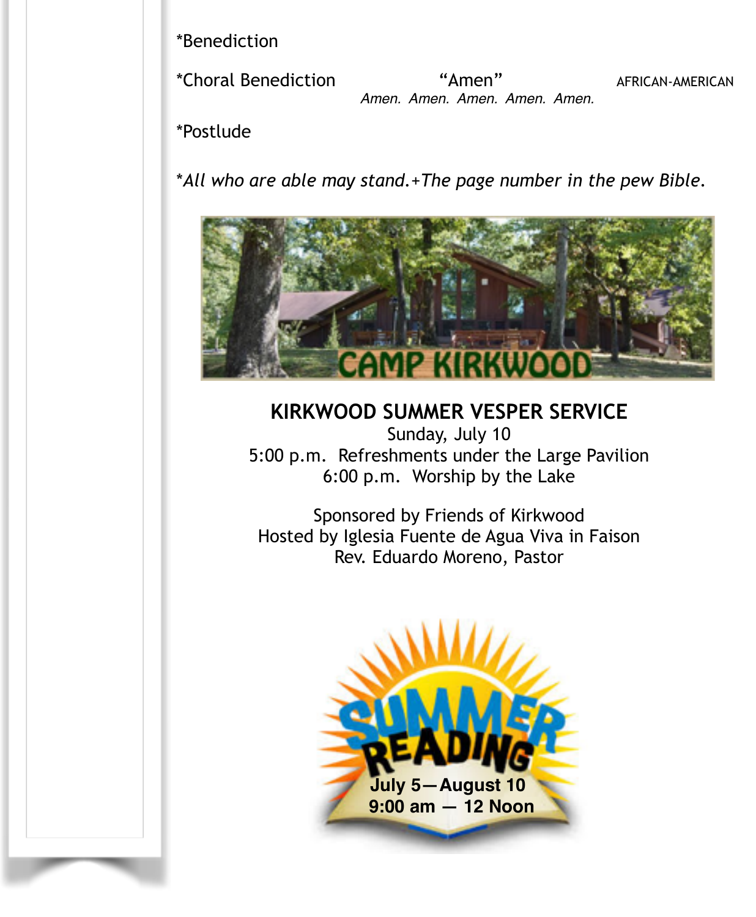*Benediction

*Choral Benediction "Amen" AFRICAN-AMERICAN

*Amen. Amen. Amen. Amen. Amen.*

*Postlude

*\*All who are able may stand.+The page number in the pew Bible.*

CAMP KIRKWOOD

**KIRKWOOD SUMMER VESPER SERVICE**

Sunday, July 10

5:00 p.m. Refreshments under the Large Pavilion

6:00 p.m. Worship by the Lake

Sponsored by Friends of Kirkwood

Hosted by Iglesia Fuente de Agua Viva in Faison

Rev. Eduardo Moreno, Pastor

SUMMER READING

July 5—August 10

9:00 am — 12 Noon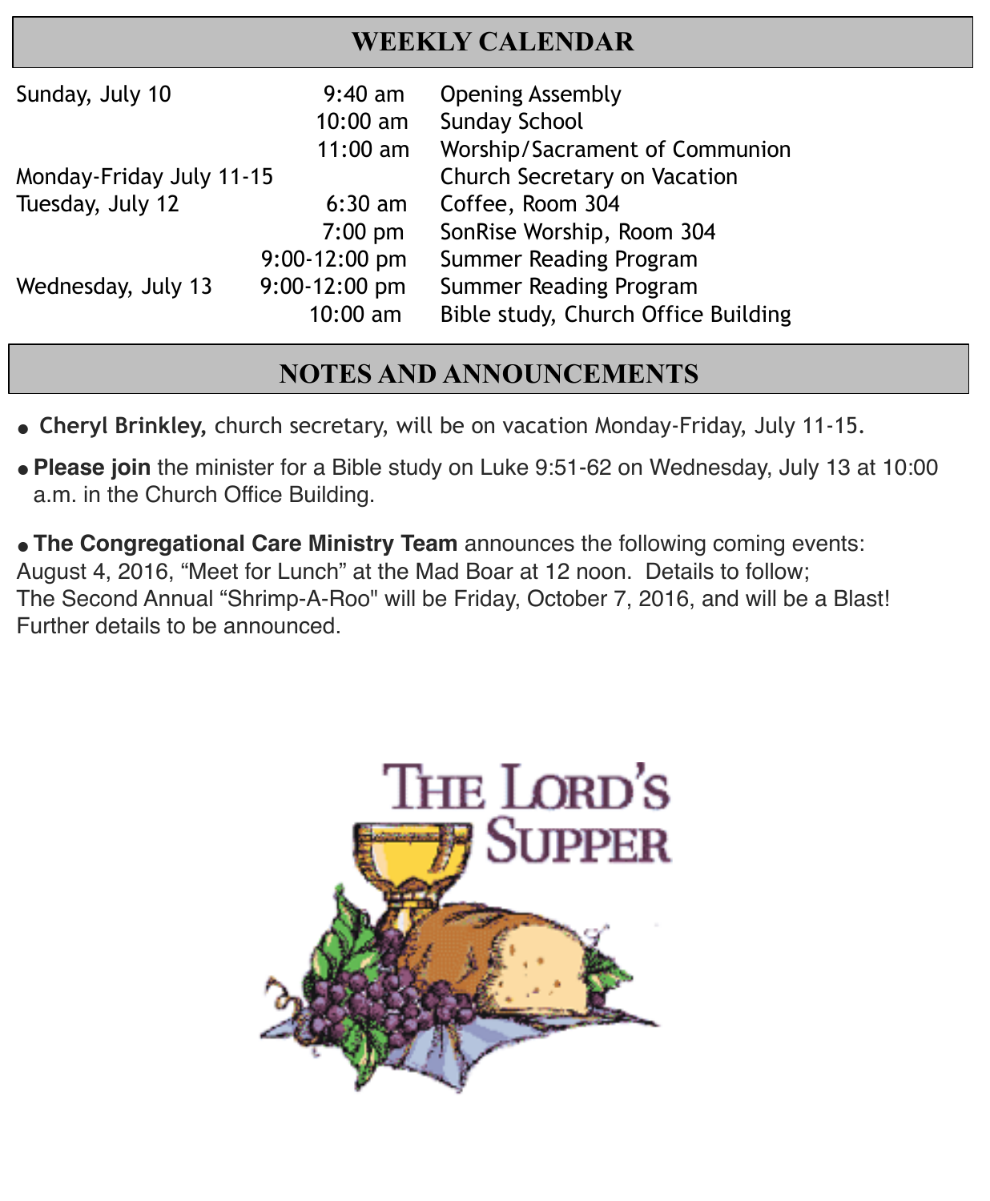## WEEKLY CALENDAR

| | | |
|---|---|---|
| Sunday, July 10 | 9:40 am | Opening Assembly |
| | 10:00 am | Sunday School |
| | 11:00 am | Worship/Sacrament of Communion |
| Monday-Friday July 11-15 | | Church Secretary on Vacation |
| Tuesday, July 12 | 6:30 am | Coffee, Room 304 |
| | 7:00 pm | SonRise Worship, Room 304 |
| | 9:00-12:00 pm | Summer Reading Program |
| Wednesday, July 13 | 9:00-12:00 pm | Summer Reading Program |
| | 10:00 am | Bible study, Church Office Building |

## NOTES AND ANNOUNCEMENTS

- **Cheryl Brinkley,** church secretary, will be on vacation Monday-Friday, July 11-15.
- **Please join** the minister for a Bible study on Luke 9:51-62 on Wednesday, July 13 at 10:00 a.m. in the Church Office Building.
- **The Congregational Care Ministry Team** announces the following coming events: August 4, 2016, "Meet for Lunch" at the Mad Boar at 12 noon. Details to follow; The Second Annual "Shrimp-A-Roo" will be Friday, October 7, 2016, and will be a Blast! Further details to be announced.

THE LORD'S SUPPER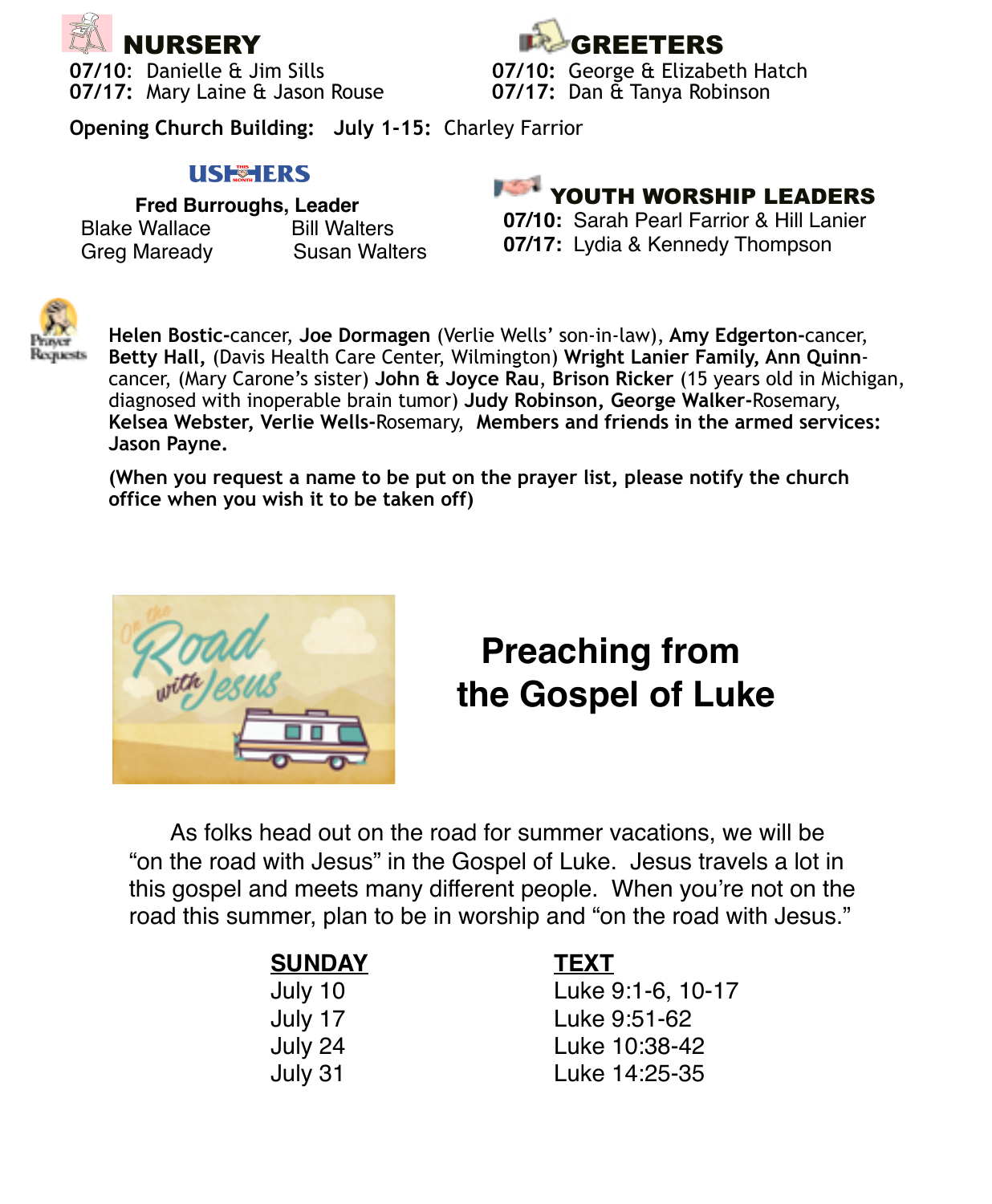## NURSERY

**07/10:** Danielle & Jim Sills
**07/17:** Mary Laine & Jason Rouse

## GREETERS

**07/10:** George & Elizabeth Hatch
**07/17:** Dan & Tanya Robinson

**Opening Church Building:** **July 1-15:** Charley Farrior

## USHERS

**Fred Burroughs, Leader**

| | |
|---|---|
| Blake Wallace | Bill Walters |
| Greg Maready | Susan Walters |

## YOUTH WORSHIP LEADERS

**07/10:** Sarah Pearl Farrior & Hill Lanier
**07/17:** Lydia & Kennedy Thompson

Prayer Requests

**Helen Bostic-**cancer, **Joe Dormagen** (Verlie Wells' son-in-law), **Amy Edgerton-**cancer, **Betty Hall,** (Davis Health Care Center, Wilmington) **Wright Lanier Family, Ann Quinn**-cancer, (Mary Carone's sister) **John & Joyce Rau**, **Brison Ricker** (15 years old in Michigan, diagnosed with inoperable brain tumor) **Judy Robinson, George Walker-**Rosemary, **Kelsea Webster, Verlie Wells-**Rosemary, **Members and friends in the armed services: Jason Payne.**

**(When you request a name to be put on the prayer list, please notify the church office when you wish it to be taken off)**

On the Road with Jesus

# Preaching from the Gospel of Luke

As folks head out on the road for summer vacations, we will be "on the road with Jesus" in the Gospel of Luke. Jesus travels a lot in this gospel and meets many different people. When you're not on the road this summer, plan to be in worship and "on the road with Jesus."

| SUNDAY | TEXT |
|---|---|
| July 10 | Luke 9:1-6, 10-17 |
| July 17 | Luke 9:51-62 |
| July 24 | Luke 10:38-42 |
| July 31 | Luke 14:25-35 |